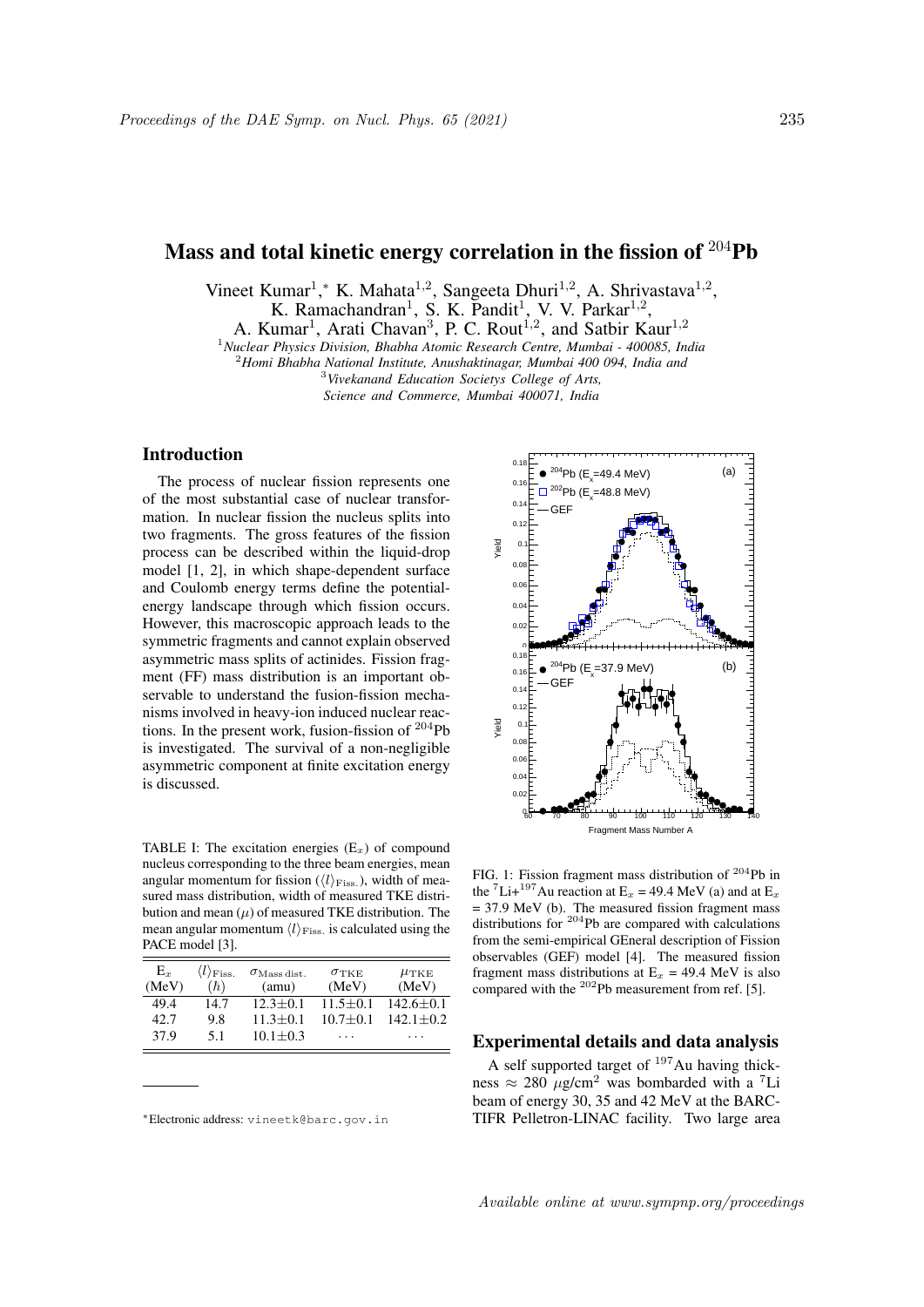# Mass and total kinetic energy correlation in the fission of $^{204}$Pb

Vineet Kumar[1,*], K. Mahata[1,2], Sangeeta Dhuri[1,2], A. Shrivastava[1,2], K. Ramachandran[1], S. K. Pandit[1], V. V. Parkar[1,2], A. Kumar[1], Arati Chavan[3], P. C. Rout[1,2], and Satbir Kaur[1,2]

[1]*Nuclear Physics Division, Bhabha Atomic Research Centre, Mumbai - 400085, India*
[2]*Homi Bhabha National Institute, Anushaktinagar, Mumbai 400 094, India and*
[3]*Vivekanand Education Societys College of Arts, Science and Commerce, Mumbai 400071, India*

## Introduction

The process of nuclear fission represents one of the most substantial case of nuclear transformation. In nuclear fission the nucleus splits into two fragments. The gross features of the fission process can be described within the liquid-drop model [1, 2], in which shape-dependent surface and Coulomb energy terms define the potential-energy landscape through which fission occurs. However, this macroscopic approach leads to the symmetric fragments and cannot explain observed asymmetric mass splits of actinides. Fission fragment (FF) mass distribution is an important observable to understand the fusion-fission mechanisms involved in heavy-ion induced nuclear reactions. In the present work, fusion-fission of $^{204}$Pb is investigated. The survival of a non-negligible asymmetric component at finite excitation energy is discussed.

TABLE I: The excitation energies ($E_x$) of compound nucleus corresponding to the three beam energies, mean angular momentum for fission ($\langle l \rangle_{\rm Fiss.}$), width of measured mass distribution, width of measured TKE distribution and mean ($\mu$) of measured TKE distribution. The mean angular momentum $\langle l \rangle_{\rm Fiss.}$ is calculated using the PACE model [3].

| $E_x$ (MeV) | $\langle l \rangle_{\rm Fiss.}$ ($\hbar$) | $\sigma_{\rm Mass\,dist.}$ (amu) | $\sigma_{\rm TKE}$ (MeV) | $\mu_{\rm TKE}$ (MeV) |
|---|---|---|---|---|
| 49.4 | 14.7 | 12.3±0.1 | 11.5±0.1 | 142.6±0.1 |
| 42.7 | 9.8 | 11.3±0.1 | 10.7±0.1 | 142.1±0.2 |
| 37.9 | 5.1 | 10.1±0.3 | ··· | ··· |

FIG. 1: Fission fragment mass distribution of $^{204}$Pb in the $^{7}$Li+$^{197}$Au reaction at $E_x$ = 49.4 MeV (a) and at $E_x$ = 37.9 MeV (b). The measured fission fragment mass distributions for $^{204}$Pb are compared with calculations from the semi-empirical GEneral description of Fission observables (GEF) model [4]. The measured fission fragment mass distributions at $E_x$ = 49.4 MeV is also compared with the $^{202}$Pb measurement from ref. [5].

## Experimental details and data analysis

A self supported target of $^{197}$Au having thickness $\approx$ 280 $\mu$g/cm$^2$ was bombarded with a $^{7}$Li beam of energy 30, 35 and 42 MeV at the BARC-TIFR Pelletron-LINAC facility. Two large area

*Electronic address: vineetk@barc.gov.in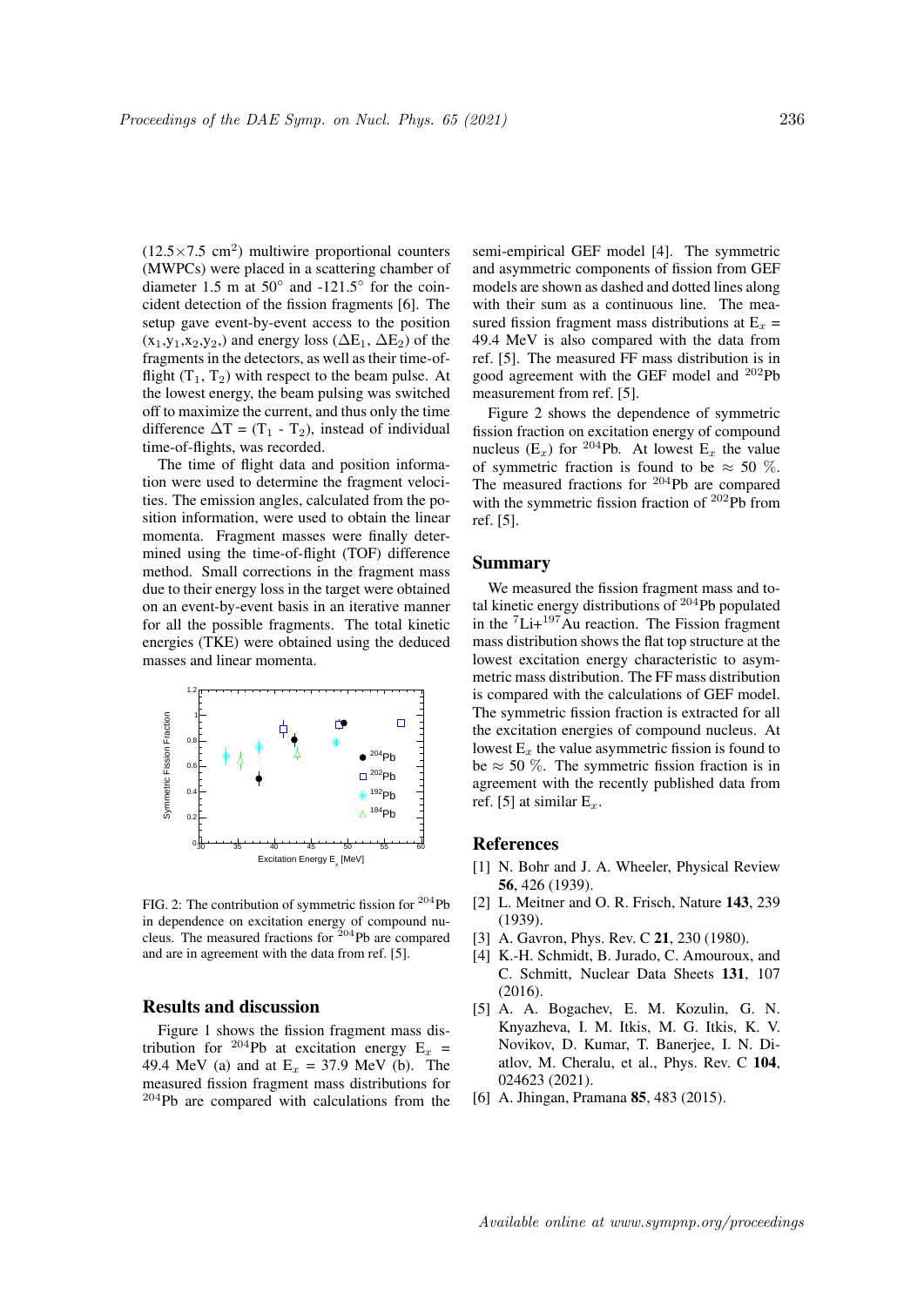($12.5\times7.5$ cm$^2$) multiwire proportional counters (MWPCs) were placed in a scattering chamber of diameter 1.5 m at 50° and -121.5° for the coincident detection of the fission fragments [6]. The setup gave event-by-event access to the position ($x_1$,$y_1$,$x_2$,$y_2$,) and energy loss ($\Delta E_1$, $\Delta E_2$) of the fragments in the detectors, as well as their time-of-flight ($T_1$, $T_2$) with respect to the beam pulse. At the lowest energy, the beam pulsing was switched off to maximize the current, and thus only the time difference $\Delta T$ = ($T_1$ - $T_2$), instead of individual time-of-flights, was recorded.

The time of flight data and position information were used to determine the fragment velocities. The emission angles, calculated from the position information, were used to obtain the linear momenta. Fragment masses were finally determined using the time-of-flight (TOF) difference method. Small corrections in the fragment mass due to their energy loss in the target were obtained on an event-by-event basis in an iterative manner for all the possible fragments. The total kinetic energies (TKE) were obtained using the deduced masses and linear momenta.

Symmetric Fission Fraction
Excitation Energy $E_x$ [MeV]
$^{204}$Pb
$^{202}$Pb
$^{192}$Pb
$^{184}$Pb

FIG. 2: The contribution of symmetric fission for $^{204}$Pb in dependence on excitation energy of compound nucleus. The measured fractions for $^{204}$Pb are compared and are in agreement with the data from ref. [5].

## Results and discussion

Figure 1 shows the fission fragment mass distribution for $^{204}$Pb at excitation energy $E_x$ = 49.4 MeV (a) and at $E_x$ = 37.9 MeV (b). The measured fission fragment mass distributions for $^{204}$Pb are compared with calculations from the semi-empirical GEF model [4]. The symmetric and asymmetric components of fission from GEF models are shown as dashed and dotted lines along with their sum as a continuous line. The measured fission fragment mass distributions at $E_x$ = 49.4 MeV is also compared with the data from ref. [5]. The measured FF mass distribution is in good agreement with the GEF model and $^{202}$Pb measurement from ref. [5].

Figure 2 shows the dependence of symmetric fission fraction on excitation energy of compound nucleus ($E_x$) for $^{204}$Pb. At lowest $E_x$ the value of symmetric fraction is found to be $\approx$ 50 %. The measured fractions for $^{204}$Pb are compared with the symmetric fission fraction of $^{202}$Pb from ref. [5].

## Summary

We measured the fission fragment mass and total kinetic energy distributions of $^{204}$Pb populated in the $^{7}$Li+$^{197}$Au reaction. The Fission fragment mass distribution shows the flat top structure at the lowest excitation energy characteristic to asymmetric mass distribution. The FF mass distribution is compared with the calculations of GEF model. The symmetric fission fraction is extracted for all the excitation energies of compound nucleus. At lowest $E_x$ the value asymmetric fission is found to be $\approx$ 50 %. The symmetric fission fraction is in agreement with the recently published data from ref. [5] at similar $E_x$.

## References

[1] N. Bohr and J. A. Wheeler, Physical Review **56**, 426 (1939).

[2] L. Meitner and O. R. Frisch, Nature **143**, 239 (1939).

[3] A. Gavron, Phys. Rev. C **21**, 230 (1980).

[4] K.-H. Schmidt, B. Jurado, C. Amouroux, and C. Schmitt, Nuclear Data Sheets **131**, 107 (2016).

[5] A. A. Bogachev, E. M. Kozulin, G. N. Knyazheva, I. M. Itkis, M. G. Itkis, K. V. Novikov, D. Kumar, T. Banerjee, I. N. Diatlov, M. Cheralu, et al., Phys. Rev. C **104**, 024623 (2021).

[6] A. Jhingan, Pramana **85**, 483 (2015).